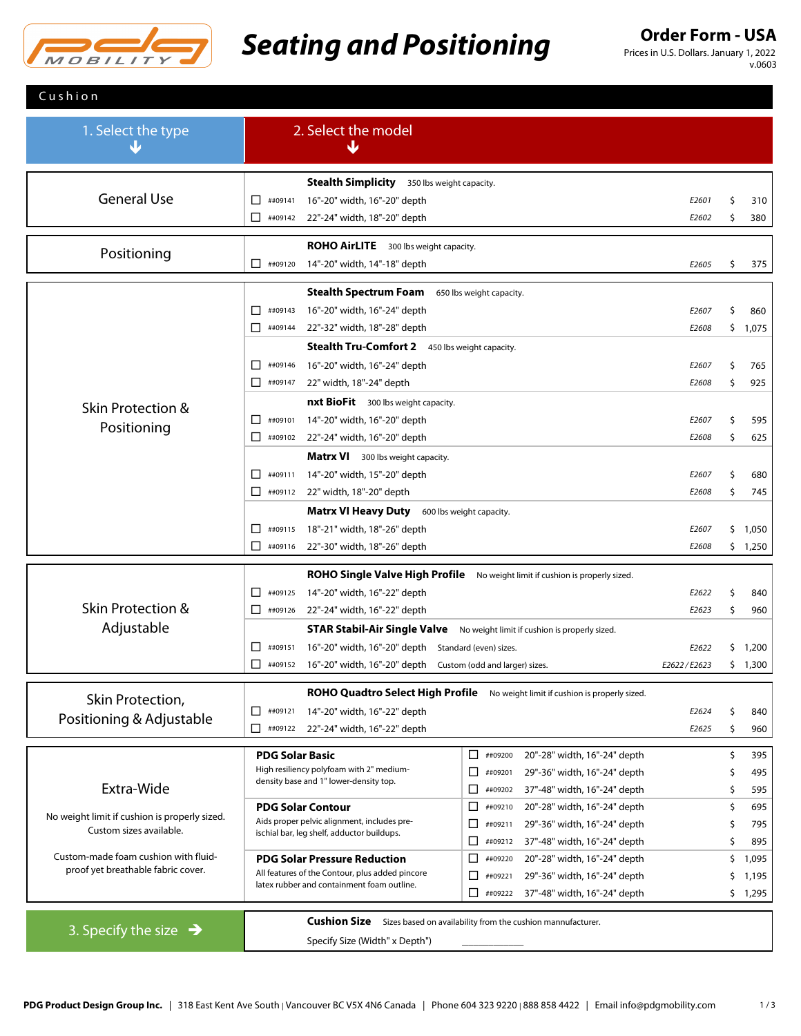# Seating and Positioning

## Order Form - USA

Prices in U.S. Dollars. January 1, 2022
v.0603

## Cushion

1. Select the type
2. Select the model

| Type | | Item # | Description | Code | Price |
|---|---|---|---|---|---|
| General Use | **Stealth Simplicity** 350 lbs weight capacity. | | | | |
| | ☐ | ##09141 | 16"-20" width, 16"-20" depth | *E2601* | $ 310 |
| | ☐ | ##09142 | 22"-24" width, 18"-20" depth | *E2602* | $ 380 |
| Positioning | **ROHO AirLITE** 300 lbs weight capacity. | | | | |
| | ☐ | ##09120 | 14"-20" width, 14"-18" depth | *E2605* | $ 375 |
| Skin Protection & Positioning | **Stealth Spectrum Foam** 650 lbs weight capacity. | | | | |
| | ☐ | ##09143 | 16"-20" width, 16"-24" depth | *E2607* | $ 860 |
| | ☐ | ##09144 | 22"-32" width, 18"-28" depth | *E2608* | $ 1,075 |
| | **Stealth Tru-Comfort 2** 450 lbs weight capacity. | | | | |
| | ☐ | ##09146 | 16"-20" width, 16"-24" depth | *E2607* | $ 765 |
| | ☐ | ##09147 | 22" width, 18"-24" depth | *E2608* | $ 925 |
| | **nxt BioFit** 300 lbs weight capacity. | | | | |
| | ☐ | ##09101 | 14"-20" width, 16"-20" depth | *E2607* | $ 595 |
| | ☐ | ##09102 | 22"-24" width, 16"-20" depth | *E2608* | $ 625 |
| | **Matrx VI** 300 lbs weight capacity. | | | | |
| | ☐ | ##09111 | 14"-20" width, 15"-20" depth | *E2607* | $ 680 |
| | ☐ | ##09112 | 22" width, 18"-20" depth | *E2608* | $ 745 |
| | **Matrx VI Heavy Duty** 600 lbs weight capacity. | | | | |
| | ☐ | ##09115 | 18"-21" width, 18"-26" depth | *E2607* | $ 1,050 |
| | ☐ | ##09116 | 22"-30" width, 18"-26" depth | *E2608* | $ 1,250 |
| Skin Protection & Adjustable | **ROHO Single Valve High Profile** No weight limit if cushion is properly sized. | | | | |
| | ☐ | ##09125 | 14"-20" width, 16"-22" depth | *E2622* | $ 840 |
| | ☐ | ##09126 | 22"-24" width, 16"-22" depth | *E2623* | $ 960 |
| | **STAR Stabil-Air Single Valve** No weight limit if cushion is properly sized. | | | | |
| | ☐ | ##09151 | 16"-20" width, 16"-20" depth Standard (even) sizes. | *E2622* | $ 1,200 |
| | ☐ | ##09152 | 16"-20" width, 16"-20" depth Custom (odd and larger) sizes. | *E2622 / E2623* | $ 1,300 |
| Skin Protection, Positioning & Adjustable | **ROHO Quadtro Select High Profile** No weight limit if cushion is properly sized. | | | | |
| | ☐ | ##09121 | 14"-20" width, 16"-22" depth | *E2624* | $ 840 |
| | ☐ | ##09122 | 22"-24" width, 16"-22" depth | *E2625* | $ 960 |

| Extra-Wide | Model | | Item # | Description | Price |
|---|---|---|---|---|---|
| No weight limit if cushion is properly sized. Custom sizes available. | **PDG Solar Basic** High resiliency polyfoam with 2" medium-density base and 1" lower-density top. | ☐ | ##09200 | 20"-28" width, 16"-24" depth | $ 395 |
| | | ☐ | ##09201 | 29"-36" width, 16"-24" depth | $ 495 |
| | | ☐ | ##09202 | 37"-48" width, 16"-24" depth | $ 595 |
| Custom-made foam cushion with fluid-proof yet breathable fabric cover. | **PDG Solar Contour** Aids proper pelvic alignment, includes pre-ischial bar, leg shelf, adductor buildups. | ☐ | ##09210 | 20"-28" width, 16"-24" depth | $ 695 |
| | | ☐ | ##09211 | 29"-36" width, 16"-24" depth | $ 795 |
| | | ☐ | ##09212 | 37"-48" width, 16"-24" depth | $ 895 |
| | **PDG Solar Pressure Reduction** All features of the Contour, plus added pincore latex rubber and containment foam outline. | ☐ | ##09220 | 20"-28" width, 16"-24" depth | $ 1,095 |
| | | ☐ | ##09221 | 29"-36" width, 16"-24" depth | $ 1,195 |
| | | ☐ | ##09222 | 37"-48" width, 16"-24" depth | $ 1,295 |

3. Specify the size

**Cushion Size** Sizes based on availability from the cushion manufacturer.

Specify Size (Width" x Depth") ____________

**PDG Product Design Group Inc.** | 318 East Kent Ave South | Vancouver BC V5X 4N6 Canada | Phone 604 323 9220 | 888 858 4422 | Email info@pdgmobility.com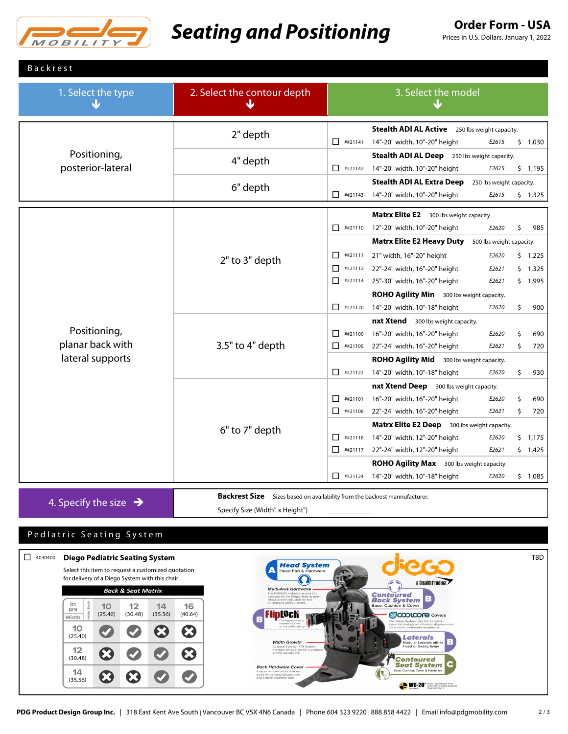# Seating and Positioning

**Order Form - USA**
Prices in U.S. Dollars. January 1, 2022

## Backrest

| 1. Select the type | 2. Select the contour depth | 3. Select the model | | | | |
|---|---|---|---|---|---|---|
| Positioning, posterior-lateral | 2" depth | **Stealth ADI AL Active** 250 lbs weight capacity. | | | | |
| | | ☐ ##21141 | 14"-20" width, 10"-20" height | E2615 | $ | 1,030 |
| | 4" depth | **Stealth ADI AL Deep** 250 lbs weight capacity. | | | | |
| | | ☐ ##21142 | 14"-20" width, 10"-20" height | E2615 | $ | 1,195 |
| | 6" depth | **Stealth ADI AL Extra Deep** 250 lbs weight capacity. | | | | |
| | | ☐ ##21143 | 14"-20" width, 10"-20" height | E2615 | $ | 1,325 |
| Positioning, planar back with lateral supports | 2" to 3" depth | **Matrx Elite E2** 300 lbs weight capacity. | | | | |
| | | ☐ ##21110 | 12"-20" width, 10"-20" height | E2620 | $ | 985 |
| | | **Matrx Elite E2 Heavy Duty** 500 lbs weight capacity. | | | | |
| | | ☐ ##21111 | 21" width, 16"-20" height | E2620 | $ | 1,225 |
| | | ☐ ##21112 | 22"-24" width, 16"-20" height | E2621 | $ | 1,325 |
| | | ☐ ##21114 | 25"-30" width, 16"-20" height | E2621 | $ | 1,995 |
| | | **ROHO Agility Min** 300 lbs weight capacity. | | | | |
| | | ☐ ##21120 | 14"-20" width, 10"-18" height | E2620 | $ | 900 |
| | 3.5" to 4" depth | **nxt Xtend** 300 lbs weight capacity. | | | | |
| | | ☐ ##21100 | 16"-20" width, 16"-20" height | E2620 | $ | 690 |
| | | ☐ ##21105 | 22"-24" width, 16"-20" height | E2621 | $ | 720 |
| | | **ROHO Agility Mid** 300 lbs weight capacity. | | | | |
| | | ☐ ##21122 | 14"-20" width, 10"-18" height | E2620 | $ | 930 |
| | 6" to 7" depth | **nxt Xtend Deep** 300 lbs weight capacity. | | | | |
| | | ☐ ##21101 | 16"-20" width, 16"-20" height | E2620 | $ | 690 |
| | | ☐ ##21106 | 22"-24" width, 16"-20" height | E2621 | $ | 720 |
| | | **Matrx Elite E2 Deep** 300 lbs weight capacity. | | | | |
| | | ☐ ##21116 | 14"-20" width, 12"-20" height | E2620 | $ | 1,175 |
| | | ☐ ##21117 | 22"-24" width, 12"-20" height | E2621 | $ | 1,425 |
| | | **ROHO Agility Max** 300 lbs weight capacity. | | | | |
| | | ☐ ##21124 | 14"-20" width, 10"-18" height | E2620 | $ | 1,085 |

**4. Specify the size** →

**Backrest Size** Sizes based on availability from the backrest manufacturer.

Specify Size (Width" x Height") ____________

## Pedlatric Seating System

☐ 4030400 **Diego Pediatric Seating System** — TBD

Select this item to request a customized quotation for delivery of a Diego System with this chair.

**Back & Seat Matrix**

| Height / Depth in (cm) \ Width | 10 (25.40) | 12 (30.48) | 14 (35.56) | 16 (40.64) |
|---|---|---|---|---|
| 10 (25.40) | ✔ | ✔ | ✖ | ✖ |
| 12 (30.48) | ✖ | ✔ | ✔ | ✖ |
| 14 (35.56) | ✖ | ✖ | ✔ | ✔ |

**diego** a Stealth Product

- **A Head System** – Head Pad & Hardware
- **Multi-Axis Hardware** – The HMO501 included as part of a package for the Diego Head System, allows growth adjustability and on-demand configurations.
- **B FlipLock** – Configurable as a between canes or full width set up.
- **Width Growth** – Adapted from our TFB System, the back wings allow for a pediatric growth adjustment.
- **Back Hardware Cover** – Easy to remove back cover for quick on-demand adjustments and a more aesthetic look
- **Contoured Back System B** – Base, Cushion & Cover
- **coolcore Covers** – Our Diego System uses the Coolcore cover technology which adapt all-year-round for a more comfortable experience.
- **Laterals B** – Modular Laterals either Fixed or Swing Away
- **Contoured Seat System C** – Base, Cushion, Cover & Hardware
- **WC-20** Certified

PDG Product Design Group Inc. | 318 East Kent Ave South | Vancouver BC V5X 4N6 Canada | Phone 604 323 9220 | 888 858 4422 | Email info@pdgmobility.com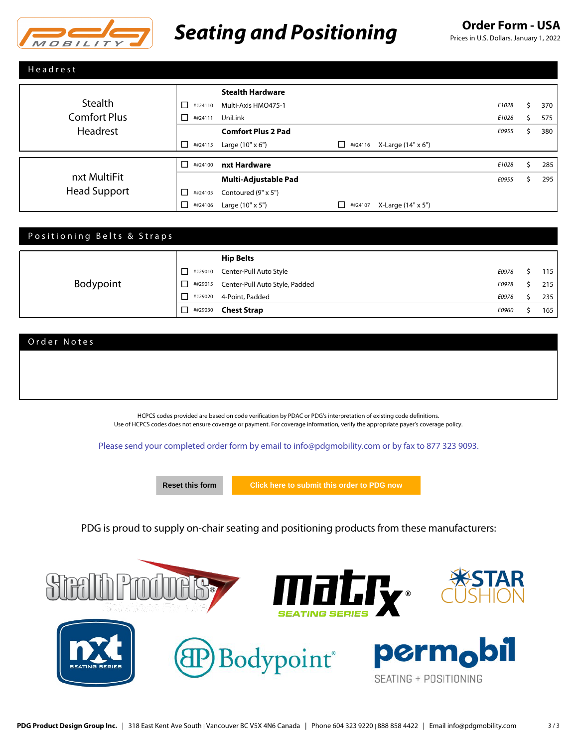# Seating and Positioning

**Order Form - USA**

Prices in U.S. Dollars. January 1, 2022

## Headrest

| | | | | | |
|---|---|---|---|---|---|
| Stealth Comfort Plus Headrest | | **Stealth Hardware** | | | |
| | ☐ ##24110 | Multi-Axis HMO475-1 | *E1028* | $ | 370 |
| | ☐ ##24111 | UniLink | *E1028* | $ | 575 |
| | | **Comfort Plus 2 Pad** | *E0955* | $ | 380 |
| | ☐ ##24115 | Large (10" x 6") ☐ ##24116 X-Large (14" x 6") | | | |

| | | | | | |
|---|---|---|---|---|---|
| nxt MultiFit Head Support | ☐ ##24100 | **nxt Hardware** | *E1028* | $ | 285 |
| | | **Multi-Adjustable Pad** | *E0955* | $ | 295 |
| | ☐ ##24105 | Contoured (9" x 5") | | | |
| | ☐ ##24106 | Large (10" x 5") ☐ ##24107 X-Large (14" x 5") | | | |

## Positioning Belts & Straps

| | | | | | |
|---|---|---|---|---|---|
| Bodypoint | | **Hip Belts** | | | |
| | ☐ ##29010 | Center-Pull Auto Style | *E0978* | $ | 115 |
| | ☐ ##29015 | Center-Pull Auto Style, Padded | *E0978* | $ | 215 |
| | ☐ ##29020 | 4-Point, Padded | *E0978* | $ | 235 |
| | ☐ ##29030 | **Chest Strap** | *E0960* | $ | 165 |

## Order Notes

HCPCS codes provided are based on code verification by PDAC or PDG's interpretation of existing code definitions.
Use of HCPCS codes does not ensure coverage or payment. For coverage information, verify the appropriate payer's coverage policy.

Please send your completed order form by email to info@pdgmobility.com or by fax to 877 323 9093.

Reset this form | Click here to submit this order to PDG now

PDG is proud to supply on-chair seating and positioning products from these manufacturers:

Stealth Products · matrx Seating Series · Star Cushion · nxt Seating Series · Bodypoint · permobil Seating + Positioning

**PDG Product Design Group Inc.** | 318 East Kent Ave South | Vancouver BC V5X 4N6 Canada | Phone 604 323 9220 | 888 858 4422 | Email info@pdgmobility.com